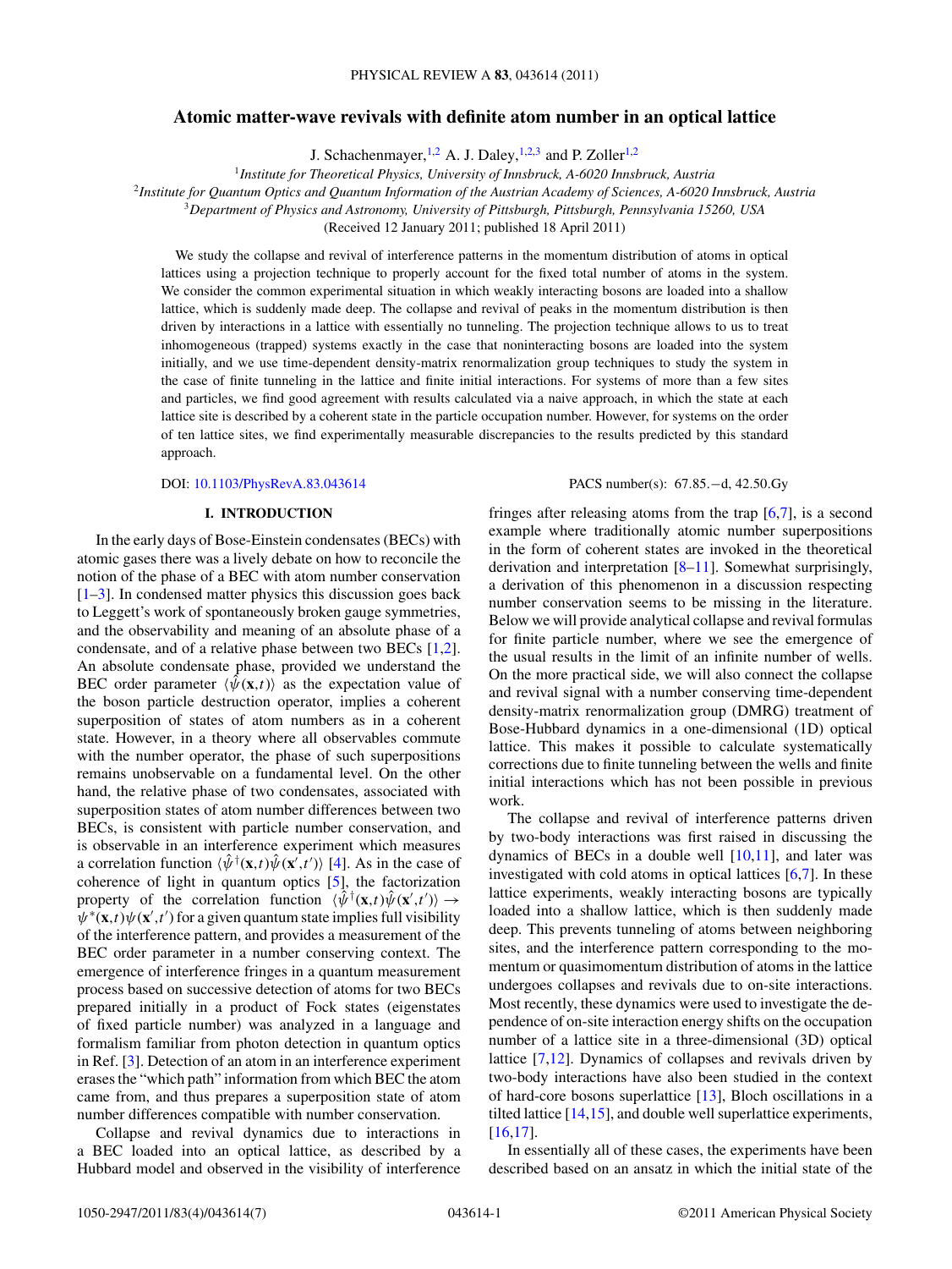# Atomic matter-wave revivals with definite atom number in an optical lattice

J. Schachenmayer,[1,2] A. J. Daley,[1,2,3] and P. Zoller[1,2]

[1] *Institute for Theoretical Physics, University of Innsbruck, A-6020 Innsbruck, Austria*
[2] *Institute for Quantum Optics and Quantum Information of the Austrian Academy of Sciences, A-6020 Innsbruck, Austria*
[3] *Department of Physics and Astronomy, University of Pittsburgh, Pittsburgh, Pennsylvania 15260, USA*

(Received 12 January 2011; published 18 April 2011)

We study the collapse and revival of interference patterns in the momentum distribution of atoms in optical lattices using a projection technique to properly account for the fixed total number of atoms in the system. We consider the common experimental situation in which weakly interacting bosons are loaded into a shallow lattice, which is suddenly made deep. The collapse and revival of peaks in the momentum distribution is then driven by interactions in a lattice with essentially no tunneling. The projection technique allows to us to treat inhomogeneous (trapped) systems exactly in the case that noninteracting bosons are loaded into the system initially, and we use time-dependent density-matrix renormalization group techniques to study the system in the case of finite tunneling in the lattice and finite initial interactions. For systems of more than a few sites and particles, we find good agreement with results calculated via a naive approach, in which the state at each lattice site is described by a coherent state in the particle occupation number. However, for systems on the order of ten lattice sites, we find experimentally measurable discrepancies to the results predicted by this standard approach.

DOI: 10.1103/PhysRevA.83.043614    PACS number(s): 67.85.−d, 42.50.Gy

## I. INTRODUCTION

In the early days of Bose-Einstein condensates (BECs) with atomic gases there was a lively debate on how to reconcile the notion of the phase of a BEC with atom number conservation [1–3]. In condensed matter physics this discussion goes back to Leggett's work of spontaneously broken gauge symmetries, and the observability and meaning of an absolute phase of a condensate, and of a relative phase between two BECs [1,2]. An absolute condensate phase, provided we understand the BEC order parameter $\langle\hat{\psi}(\mathbf{x},t)\rangle$ as the expectation value of the boson particle destruction operator, implies a coherent superposition of states of atom numbers as in a coherent state. However, in a theory where all observables commute with the number operator, the phase of such superpositions remains unobservable on a fundamental level. On the other hand, the relative phase of two condensates, associated with superposition states of atom number differences between two BECs, is consistent with particle number conservation, and is observable in an interference experiment which measures a correlation function $\langle\hat{\psi}^\dagger(\mathbf{x},t)\hat{\psi}(\mathbf{x}',t')\rangle$ [4]. As in the case of coherence of light in quantum optics [5], the factorization property of the correlation function $\langle\hat{\psi}^\dagger(\mathbf{x},t)\hat{\psi}(\mathbf{x}',t')\rangle \to \psi^*(\mathbf{x},t)\psi(\mathbf{x}',t')$ for a given quantum state implies full visibility of the interference pattern, and provides a measurement of the BEC order parameter in a number conserving context. The emergence of interference fringes in a quantum measurement process based on successive detection of atoms for two BECs prepared initially in a product of Fock states (eigenstates of fixed particle number) was analyzed in a language and formalism familiar from photon detection in quantum optics in Ref. [3]. Detection of an atom in an interference experiment erases the "which path" information from which BEC the atom came from, and thus prepares a superposition state of atom number differences compatible with number conservation.

Collapse and revival dynamics due to interactions in a BEC loaded into an optical lattice, as described by a Hubbard model and observed in the visibility of interference fringes after releasing atoms from the trap [6,7], is a second example where traditionally atomic number superpositions in the form of coherent states are invoked in the theoretical derivation and interpretation [8–11]. Somewhat surprisingly, a derivation of this phenomenon in a discussion respecting number conservation seems to be missing in the literature. Below we will provide analytical collapse and revival formulas for finite particle number, where we see the emergence of the usual results in the limit of an infinite number of wells. On the more practical side, we will also connect the collapse and revival signal with a number conserving time-dependent density-matrix renormalization group (DMRG) treatment of Bose-Hubbard dynamics in a one-dimensional (1D) optical lattice. This makes it possible to calculate systematically corrections due to finite tunneling between the wells and finite initial interactions which has not been possible in previous work.

The collapse and revival of interference patterns driven by two-body interactions was first raised in discussing the dynamics of BECs in a double well [10,11], and later was investigated with cold atoms in optical lattices [6,7]. In these lattice experiments, weakly interacting bosons are typically loaded into a shallow lattice, which is then suddenly made deep. This prevents tunneling of atoms between neighboring sites, and the interference pattern corresponding to the momentum or quasimomentum distribution of atoms in the lattice undergoes collapses and revivals due to on-site interactions. Most recently, these dynamics were used to investigate the dependence of on-site interaction energy shifts on the occupation number of a lattice site in a three-dimensional (3D) optical lattice [7,12]. Dynamics of collapses and revivals driven by two-body interactions have also been studied in the context of hard-core bosons superlattice [13], Bloch oscillations in a tilted lattice [14,15], and double well superlattice experiments, [16,17].

In essentially all of these cases, the experiments have been described based on an ansatz in which the initial state of the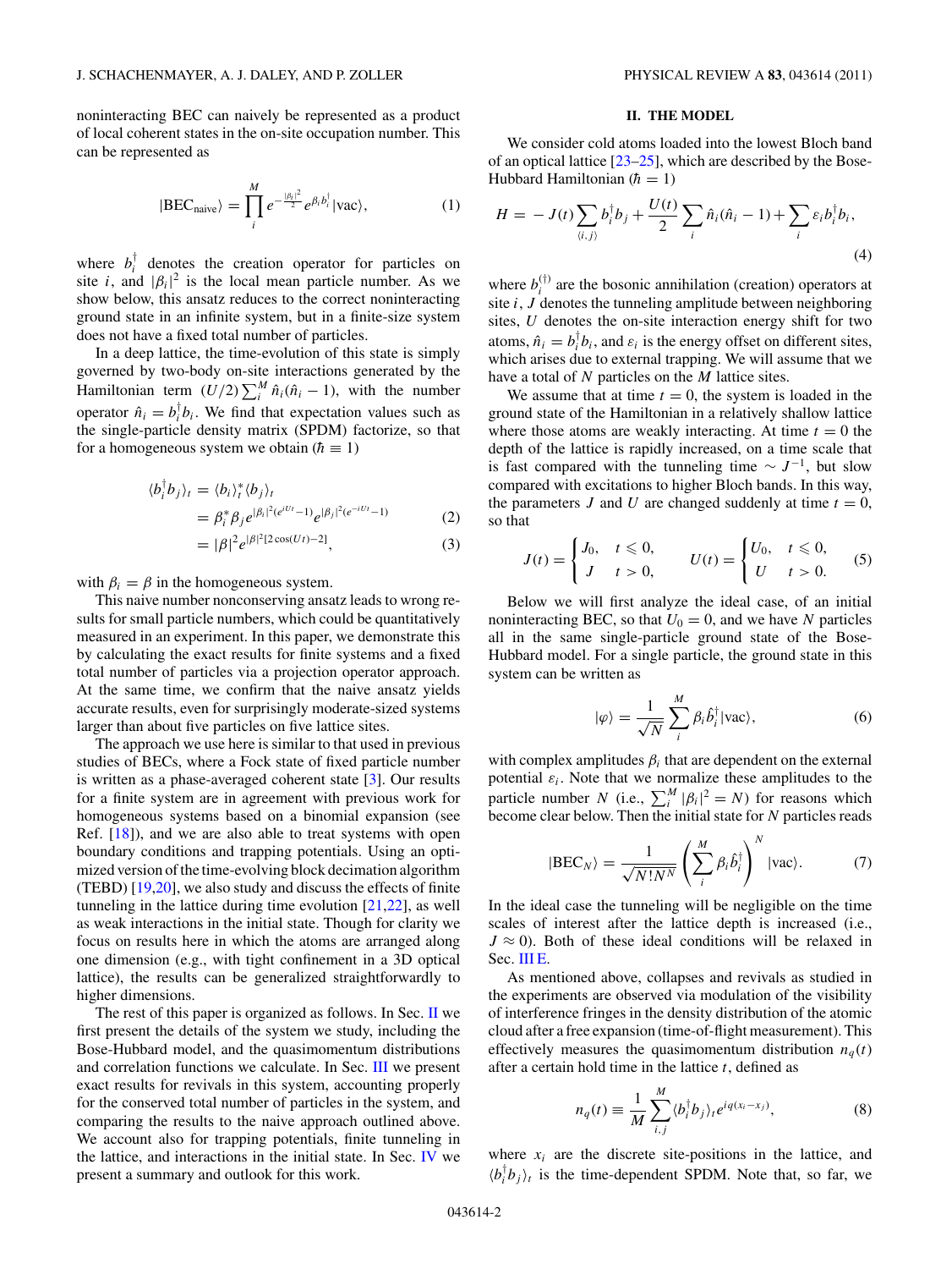noninteracting BEC can naively be represented as a product of local coherent states in the on-site occupation number. This can be represented as

$$|\mathrm{BEC}_{\mathrm{naive}}\rangle = \prod_i^M e^{-\frac{|\beta_i|^2}{2}} e^{\beta_i b_i^\dagger}|\mathrm{vac}\rangle, \tag{1}$$

where $b_i^\dagger$ denotes the creation operator for particles on site $i$, and $|\beta_i|^2$ is the local mean particle number. As we show below, this ansatz reduces to the correct noninteracting ground state in an infinite system, but in a finite-size system does not have a fixed total number of particles.

In a deep lattice, the time-evolution of this state is simply governed by two-body on-site interactions generated by the Hamiltonian term $(U/2)\sum_i^M \hat{n}_i(\hat{n}_i - 1)$, with the number operator $\hat{n}_i = b_i^\dagger b_i$. We find that expectation values such as the single-particle density matrix (SPDM) factorize, so that for a homogeneous system we obtain ($\hbar \equiv 1$)

$$\begin{aligned}\langle b_i^\dagger b_j\rangle_t &= \langle b_i\rangle_t^* \langle b_j\rangle_t \\ &= \beta_i^* \beta_j e^{|\beta_i|^2(e^{iUt}-1)} e^{|\beta_j|^2(e^{-iUt}-1)} &(2)\\ &= |\beta|^2 e^{|\beta|^2[2\cos(Ut)-2]}, &(3)\end{aligned}$$

with $\beta_i = \beta$ in the homogeneous system.

This naive number nonconserving ansatz leads to wrong results for small particle numbers, which could be quantitatively measured in an experiment. In this paper, we demonstrate this by calculating the exact results for finite systems and a fixed total number of particles via a projection operator approach. At the same time, we confirm that the naive ansatz yields accurate results, even for surprisingly moderate-sized systems larger than about five particles on five lattice sites.

The approach we use here is similar to that used in previous studies of BECs, where a Fock state of fixed particle number is written as a phase-averaged coherent state [3]. Our results for a finite system are in agreement with previous work for homogeneous systems based on a binomial expansion (see Ref. [18]), and we are also able to treat systems with open boundary conditions and trapping potentials. Using an optimized version of the time-evolving block decimation algorithm (TEBD) [19,20], we also study and discuss the effects of finite tunneling in the lattice during time evolution [21,22], as well as weak interactions in the initial state. Though for clarity we focus on results here in which the atoms are arranged along one dimension (e.g., with tight confinement in a 3D optical lattice), the results can be generalized straightforwardly to higher dimensions.

The rest of this paper is organized as follows. In Sec. II we first present the details of the system we study, including the Bose-Hubbard model, and the quasimomentum distributions and correlation functions we calculate. In Sec. III we present exact results for revivals in this system, accounting properly for the conserved total number of particles in the system, and comparing the results to the naive approach outlined above. We account also for trapping potentials, finite tunneling in the lattice, and interactions in the initial state. In Sec. IV we present a summary and outlook for this work.

## II. THE MODEL

We consider cold atoms loaded into the lowest Bloch band of an optical lattice [23–25], which are described by the Bose-Hubbard Hamiltonian ($\hbar = 1$)

$$H = -J(t)\sum_{\langle i,j\rangle} b_i^\dagger b_j + \frac{U(t)}{2}\sum_i \hat{n}_i(\hat{n}_i - 1) + \sum_i \varepsilon_i b_i^\dagger b_i, \tag{4}$$

where $b_i^{(\dagger)}$ are the bosonic annihilation (creation) operators at site $i$, $J$ denotes the tunneling amplitude between neighboring sites, $U$ denotes the on-site interaction energy shift for two atoms, $\hat{n}_i = b_i^\dagger b_i$, and $\varepsilon_i$ is the energy offset on different sites, which arises due to external trapping. We will assume that we have a total of $N$ particles on the $M$ lattice sites.

We assume that at time $t = 0$, the system is loaded in the ground state of the Hamiltonian in a relatively shallow lattice where those atoms are weakly interacting. At time $t = 0$ the depth of the lattice is rapidly increased, on a time scale that is fast compared with the tunneling time $\sim J^{-1}$, but slow compared with excitations to higher Bloch bands. In this way, the parameters $J$ and $U$ are changed suddenly at time $t = 0$, so that

$$J(t) = \begin{cases} J_0, & t \leqslant 0, \\ J & t > 0, \end{cases} \qquad U(t) = \begin{cases} U_0, & t \leqslant 0, \\ U & t > 0. \end{cases} \tag{5}$$

Below we will first analyze the ideal case, of an initial noninteracting BEC, so that $U_0 = 0$, and we have $N$ particles all in the same single-particle ground state of the Bose-Hubbard model. For a single particle, the ground state in this system can be written as

$$|\varphi\rangle = \frac{1}{\sqrt{N}}\sum_i^M \beta_i \hat{b}_i^\dagger|\mathrm{vac}\rangle, \tag{6}$$

with complex amplitudes $\beta_i$ that are dependent on the external potential $\varepsilon_i$. Note that we normalize these amplitudes to the particle number $N$ (i.e., $\sum_i^M |\beta_i|^2 = N$) for reasons which become clear below. Then the initial state for $N$ particles reads

$$|\mathrm{BEC}_N\rangle = \frac{1}{\sqrt{N!N^N}}\left(\sum_i^M \beta_i \hat{b}_i^\dagger\right)^N |\mathrm{vac}\rangle. \tag{7}$$

In the ideal case the tunneling will be negligible on the time scales of interest after the lattice depth is increased (i.e., $J \approx 0$). Both of these ideal conditions will be relaxed in Sec. III E.

As mentioned above, collapses and revivals as studied in the experiments are observed via modulation of the visibility of interference fringes in the density distribution of the atomic cloud after a free expansion (time-of-flight measurement). This effectively measures the quasimomentum distribution $n_q(t)$ after a certain hold time in the lattice $t$, defined as

$$n_q(t) \equiv \frac{1}{M}\sum_{i,j}^M \langle b_i^\dagger b_j\rangle_t e^{iq(x_i - x_j)}, \tag{8}$$

where $x_i$ are the discrete site-positions in the lattice, and $\langle b_i^\dagger b_j\rangle_t$ is the time-dependent SPDM. Note that, so far, we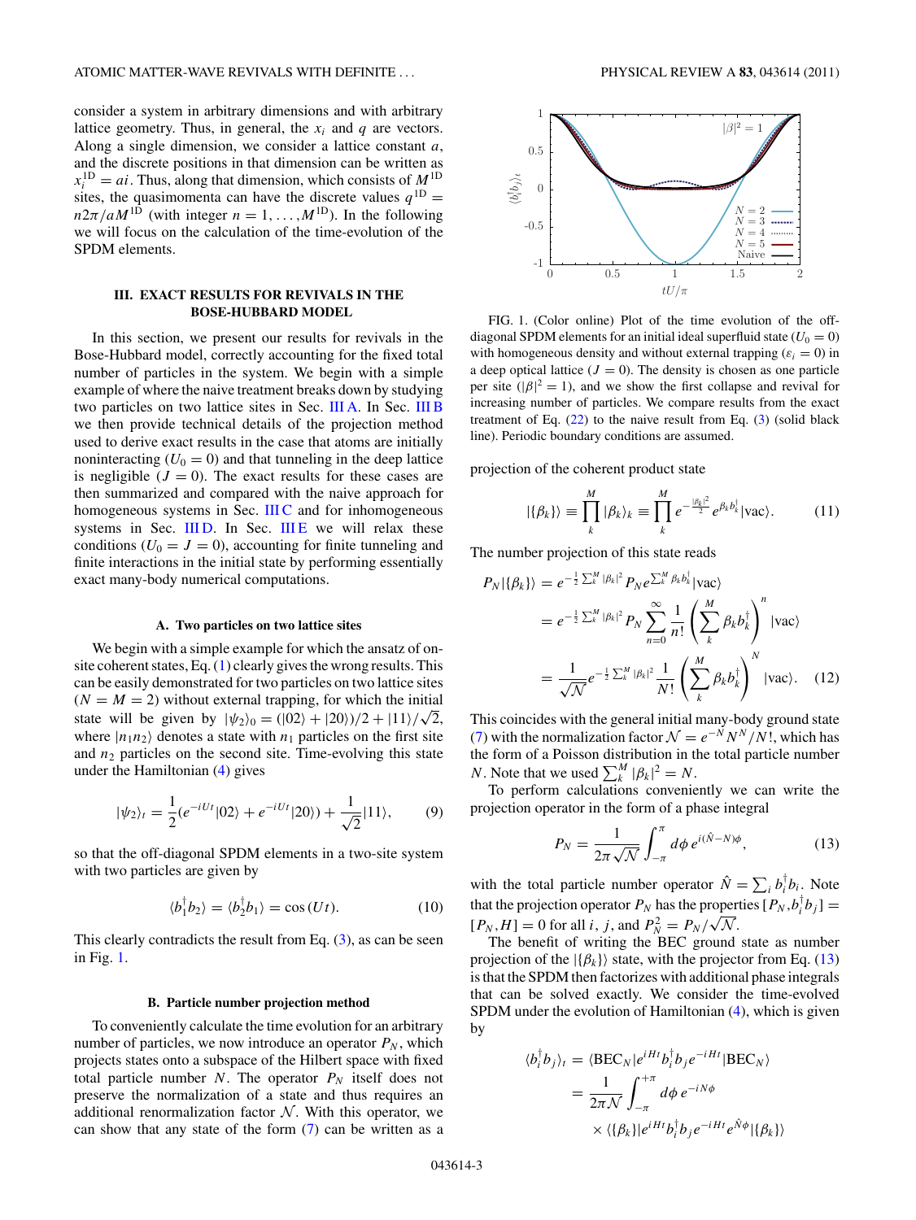consider a system in arbitrary dimensions and with arbitrary lattice geometry. Thus, in general, the $x_i$ and $q$ are vectors. Along a single dimension, we consider a lattice constant $a$, and the discrete positions in that dimension can be written as $x_i^{1D} = ai$. Thus, along that dimension, which consists of $M^{1D}$ sites, the quasimomenta can have the discrete values $q^{1D} = n2\pi/aM^{1D}$ (with integer $n = 1,\ldots,M^{1D}$). In the following we will focus on the calculation of the time-evolution of the SPDM elements.

## III. EXACT RESULTS FOR REVIVALS IN THE BOSE-HUBBARD MODEL

In this section, we present our results for revivals in the Bose-Hubbard model, correctly accounting for the fixed total number of particles in the system. We begin with a simple example of where the naive treatment breaks down by studying two particles on two lattice sites in Sec. III A. In Sec. III B we then provide technical details of the projection method used to derive exact results in the case that atoms are initially noninteracting ($U_0 = 0$) and that tunneling in the deep lattice is negligible ($J = 0$). The exact results for these cases are then summarized and compared with the naive approach for homogeneous systems in Sec. III C and for inhomogeneous systems in Sec. III D. In Sec. III E we will relax these conditions ($U_0 = J = 0$), accounting for finite tunneling and finite interactions in the initial state by performing essentially exact many-body numerical computations.

### A. Two particles on two lattice sites

We begin with a simple example for which the ansatz of on-site coherent states, Eq. (1) clearly gives the wrong results. This can be easily demonstrated for two particles on two lattice sites ($N = M = 2$) without external trapping, for which the initial state will be given by $|\psi_2\rangle_0 = (|02\rangle + |20\rangle)/2 + |11\rangle/\sqrt{2}$, where $|n_1 n_2\rangle$ denotes a state with $n_1$ particles on the first site and $n_2$ particles on the second site. Time-evolving this state under the Hamiltonian (4) gives

$$|\psi_2\rangle_t = \frac{1}{2}(e^{-iUt}|02\rangle + e^{-iUt}|20\rangle) + \frac{1}{\sqrt{2}}|11\rangle, \tag{9}$$

so that the off-diagonal SPDM elements in a two-site system with two particles are given by

$$\langle b_1^\dagger b_2\rangle = \langle b_2^\dagger b_1\rangle = \cos(Ut). \tag{10}$$

This clearly contradicts the result from Eq. (3), as can be seen in Fig. 1.

FIG. 1. (Color online) Plot of the time evolution of the off-diagonal SPDM elements for an initial ideal superfluid state ($U_0 = 0$) with homogeneous density and without external trapping ($\varepsilon_i = 0$) in a deep optical lattice ($J = 0$). The density is chosen as one particle per site ($|\beta|^2 = 1$), and we show the first collapse and revival for increasing number of particles. We compare results from the exact treatment of Eq. (22) to the naive result from Eq. (3) (solid black line). Periodic boundary conditions are assumed.

### B. Particle number projection method

To conveniently calculate the time evolution for an arbitrary number of particles, we now introduce an operator $P_N$, which projects states onto a subspace of the Hilbert space with fixed total particle number $N$. The operator $P_N$ itself does not preserve the normalization of a state and thus requires an additional renormalization factor $\mathcal{N}$. With this operator, we can show that any state of the form (7) can be written as a projection of the coherent product state

$$|\{\beta_k\}\rangle \equiv \prod_k^M |\beta_k\rangle_k \equiv \prod_k^M e^{-\frac{|\beta_k|^2}{2}} e^{\beta_k b_k^\dagger}|\text{vac}\rangle. \tag{11}$$

The number projection of this state reads

$$\begin{aligned}
P_N|\{\beta_k\}\rangle &= e^{-\frac{1}{2}\sum_k^M |\beta_k|^2} P_N e^{\sum_k^M \beta_k b_k^\dagger}|\text{vac}\rangle \\
&= e^{-\frac{1}{2}\sum_k^M |\beta_k|^2} P_N \sum_{n=0}^{\infty} \frac{1}{n!}\left(\sum_k^M \beta_k b_k^\dagger\right)^n |\text{vac}\rangle \\
&= \frac{1}{\sqrt{\mathcal{N}}} e^{-\frac{1}{2}\sum_k^M |\beta_k|^2} \frac{1}{N!}\left(\sum_k^M \beta_k b_k^\dagger\right)^N |\text{vac}\rangle.
\end{aligned} \tag{12}$$

This coincides with the general initial many-body ground state (7) with the normalization factor $\mathcal{N} = e^{-N}N^N/N!$, which has the form of a Poisson distribution in the total particle number $N$. Note that we used $\sum_k^M |\beta_k|^2 = N$.

To perform calculations conveniently we can write the projection operator in the form of a phase integral

$$P_N = \frac{1}{2\pi\sqrt{\mathcal{N}}}\int_{-\pi}^{\pi} d\phi\, e^{i(\hat{N}-N)\phi}, \tag{13}$$

with the total particle number operator $\hat{N} = \sum_i b_i^\dagger b_i$. Note that the projection operator $P_N$ has the properties $[P_N, b_i^\dagger b_j] = [P_N, H] = 0$ for all $i$, $j$, and $P_N^2 = P_N/\sqrt{\mathcal{N}}$.

The benefit of writing the BEC ground state as number projection of the $|\{\beta_k\}\rangle$ state, with the projector from Eq. (13) is that the SPDM then factorizes with additional phase integrals that can be solved exactly. We consider the time-evolved SPDM under the evolution of Hamiltonian (4), which is given by

$$\begin{aligned}
\langle b_i^\dagger b_j\rangle_t &= \langle \text{BEC}_N|e^{iHt} b_i^\dagger b_j e^{-iHt}|\text{BEC}_N\rangle \\
&= \frac{1}{2\pi\mathcal{N}}\int_{-\pi}^{+\pi} d\phi\, e^{-iN\phi} \\
&\quad \times \langle\{\beta_k\}|e^{iHt} b_i^\dagger b_j e^{-iHt} e^{\hat{N}\phi}|\{\beta_k\}\rangle
\end{aligned}$$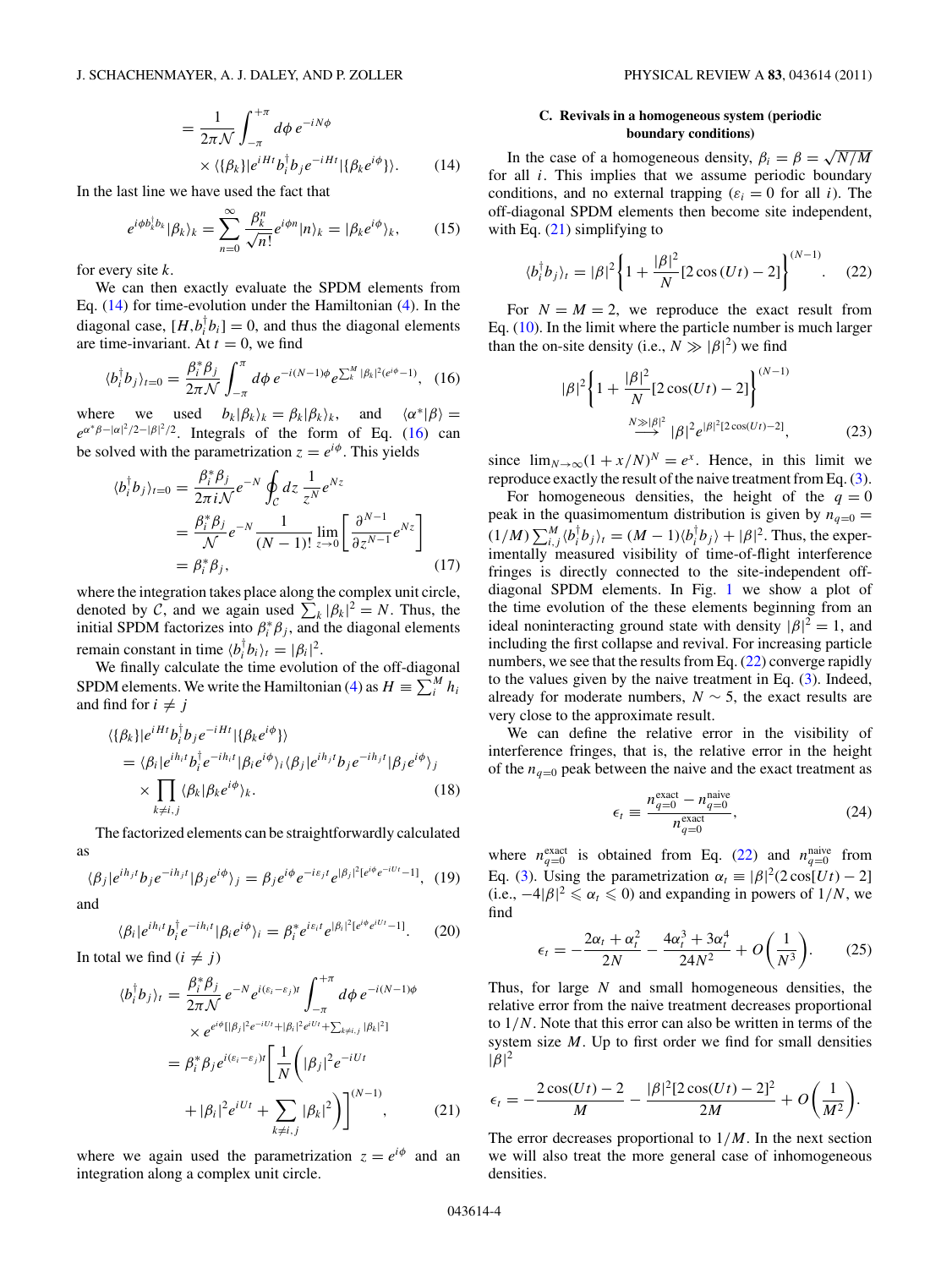$$= \frac{1}{2\pi\mathcal{N}}\int_{-\pi}^{+\pi} d\phi\, e^{-iN\phi} \times \langle\{\beta_k\}|e^{iHt}b_i^\dagger b_j e^{-iHt}|\{\beta_k e^{i\phi}\}\rangle. \tag{14}$$

In the last line we have used the fact that

$$e^{i\phi b_k^\dagger b_k}|\beta_k\rangle_k = \sum_{n=0}^{\infty}\frac{\beta_k^n}{\sqrt{n!}}e^{i\phi n}|n\rangle_k = |\beta_k e^{i\phi}\rangle_k, \tag{15}$$

for every site $k$.

We can then exactly evaluate the SPDM elements from Eq. (14) for time-evolution under the Hamiltonian (4). In the diagonal case, $[H,b_i^\dagger b_i]=0$, and thus the diagonal elements are time-invariant. At $t=0$, we find

$$\langle b_i^\dagger b_j\rangle_{t=0} = \frac{\beta_i^*\beta_j}{2\pi\mathcal{N}}\int_{-\pi}^{\pi} d\phi\, e^{-i(N-1)\phi}e^{\sum_k^M|\beta_k|^2(e^{i\phi}-1)}, \tag{16}$$

where we used $b_k|\beta_k\rangle_k = \beta_k|\beta_k\rangle_k$, and $\langle\alpha^*|\beta\rangle = e^{\alpha^*\beta-|\alpha|^2/2-|\beta|^2/2}$. Integrals of the form of Eq. (16) can be solved with the parametrization $z=e^{i\phi}$. This yields

$$\begin{aligned}\langle b_i^\dagger b_j\rangle_{t=0} &= \frac{\beta_i^*\beta_j}{2\pi i\mathcal{N}}e^{-N}\oint_{\mathcal{C}} dz\,\frac{1}{z^N}e^{Nz}\\ &= \frac{\beta_i^*\beta_j}{\mathcal{N}}e^{-N}\frac{1}{(N-1)!}\lim_{z\to 0}\left[\frac{\partial^{N-1}}{\partial z^{N-1}}e^{Nz}\right]\\ &= \beta_i^*\beta_j,\end{aligned} \tag{17}$$

where the integration takes place along the complex unit circle, denoted by $\mathcal{C}$, and we again used $\sum_k|\beta_k|^2 = N$. Thus, the initial SPDM factorizes into $\beta_i^*\beta_j$, and the diagonal elements remain constant in time $\langle b_i^\dagger b_i\rangle_t = |\beta_i|^2$.

We finally calculate the time evolution of the off-diagonal SPDM elements. We write the Hamiltonian (4) as $H \equiv \sum_i^M h_i$ and find for $i\neq j$

$$\begin{aligned}&\langle\{\beta_k\}|e^{iHt}b_i^\dagger b_j e^{-iHt}|\{\beta_k e^{i\phi}\}\rangle\\ &= \langle\beta_i|e^{ih_it}b_i^\dagger e^{-ih_it}|\beta_i e^{i\phi}\rangle_i\langle\beta_j|e^{ih_jt}b_je^{-ih_jt}|\beta_je^{i\phi}\rangle_j\\ &\quad\times\prod_{k\neq i,j}\langle\beta_k|\beta_k e^{i\phi}\rangle_k.\end{aligned} \tag{18}$$

The factorized elements can be straightforwardly calculated as

$$\langle\beta_j|e^{ih_jt}b_je^{-ih_jt}|\beta_je^{i\phi}\rangle_j = \beta_je^{i\phi}e^{-i\varepsilon_jt}e^{|\beta_j|^2[e^{i\phi}e^{-iUt}-1]}, \tag{19}$$

and

$$\langle\beta_i|e^{ih_it}b_i^\dagger e^{-ih_it}|\beta_ie^{i\phi}\rangle_i = \beta_i^*e^{i\varepsilon_it}e^{|\beta_i|^2[e^{i\phi}e^{iUt}-1]}. \tag{20}$$

In total we find ($i\neq j$)

$$\begin{aligned}\langle b_i^\dagger b_j\rangle_t &= \frac{\beta_i^*\beta_j}{2\pi\mathcal{N}}e^{-N}e^{i(\varepsilon_i-\varepsilon_j)t}\int_{-\pi}^{+\pi}d\phi\, e^{-i(N-1)\phi}\\ &\quad\times e^{e^{i\phi}[|\beta_j|^2e^{-iUt}+|\beta_i|^2e^{iUt}+\sum_{k\neq i,j}|\beta_k|^2]}\\ &= \beta_i^*\beta_je^{i(\varepsilon_i-\varepsilon_j)t}\Bigg[\frac{1}{N}\Bigg(|\beta_j|^2e^{-iUt}\\ &\quad+|\beta_i|^2e^{iUt}+\sum_{k\neq i,j}|\beta_k|^2\Bigg)\Bigg]^{(N-1)},\end{aligned} \tag{21}$$

where we again used the parametrization $z=e^{i\phi}$ and an integration along a complex unit circle.

### C. Revivals in a homogeneous system (periodic boundary conditions)

In the case of a homogeneous density, $\beta_i=\beta=\sqrt{N/M}$ for all $i$. This implies that we assume periodic boundary conditions, and no external trapping ($\varepsilon_i=0$ for all $i$). The off-diagonal SPDM elements then become site independent, with Eq. (21) simplifying to

$$\langle b_i^\dagger b_j\rangle_t = |\beta|^2\left\{1+\frac{|\beta|^2}{N}[2\cos(Ut)-2]\right\}^{(N-1)}. \tag{22}$$

For $N=M=2$, we reproduce the exact result from Eq. (10). In the limit where the particle number is much larger than the on-site density (i.e., $N\gg|\beta|^2$) we find

$$|\beta|^2\left\{1+\frac{|\beta|^2}{N}[2\cos(Ut)-2]\right\}^{(N-1)} \overset{N\gg|\beta|^2}{\longrightarrow} |\beta|^2e^{|\beta|^2[2\cos(Ut)-2]}, \tag{23}$$

since $\lim_{N\to\infty}(1+x/N)^N = e^x$. Hence, in this limit we reproduce exactly the result of the naive treatment from Eq. (3).

For homogeneous densities, the height of the $q=0$ peak in the quasimomentum distribution is given by $n_{q=0} = (1/M)\sum_{i,j}^M\langle b_i^\dagger b_j\rangle_t = (M-1)\langle b_i^\dagger b_j\rangle + |\beta|^2$. Thus, the experimentally measured visibility of time-of-flight interference fringes is directly connected to the site-independent off-diagonal SPDM elements. In Fig. 1 we show a plot of the time evolution of the these elements beginning from an ideal noninteracting ground state with density $|\beta|^2=1$, and including the first collapse and revival. For increasing particle numbers, we see that the results from Eq. (22) converge rapidly to the values given by the naive treatment in Eq. (3). Indeed, already for moderate numbers, $N\sim 5$, the exact results are very close to the approximate result.

We can define the relative error in the visibility of interference fringes, that is, the relative error in the height of the $n_{q=0}$ peak between the naive and the exact treatment as

$$\epsilon_t \equiv \frac{n_{q=0}^{\text{exact}}-n_{q=0}^{\text{naive}}}{n_{q=0}^{\text{exact}}}, \tag{24}$$

where $n_{q=0}^{\text{exact}}$ is obtained from Eq. (22) and $n_{q=0}^{\text{naive}}$ from Eq. (3). Using the parametrization $\alpha_t\equiv|\beta|^2(2\cos[Ut]-2]$ (i.e., $-4|\beta|^2\leqslant\alpha_t\leqslant 0$) and expanding in powers of $1/N$, we find

$$\epsilon_t = -\frac{2\alpha_t+\alpha_t^2}{2N} - \frac{4\alpha_t^3+3\alpha_t^4}{24N^2} + O\left(\frac{1}{N^3}\right). \tag{25}$$

Thus, for large $N$ and small homogeneous densities, the relative error from the naive treatment decreases proportional to $1/N$. Note that this error can also be written in terms of the system size $M$. Up to first order we find for small densities $|\beta|^2$

$$\epsilon_t = -\frac{2\cos(Ut)-2}{M} - \frac{|\beta|^2[2\cos(Ut)-2]^2}{2M} + O\left(\frac{1}{M^2}\right).$$

The error decreases proportional to $1/M$. In the next section we will also treat the more general case of inhomogeneous densities.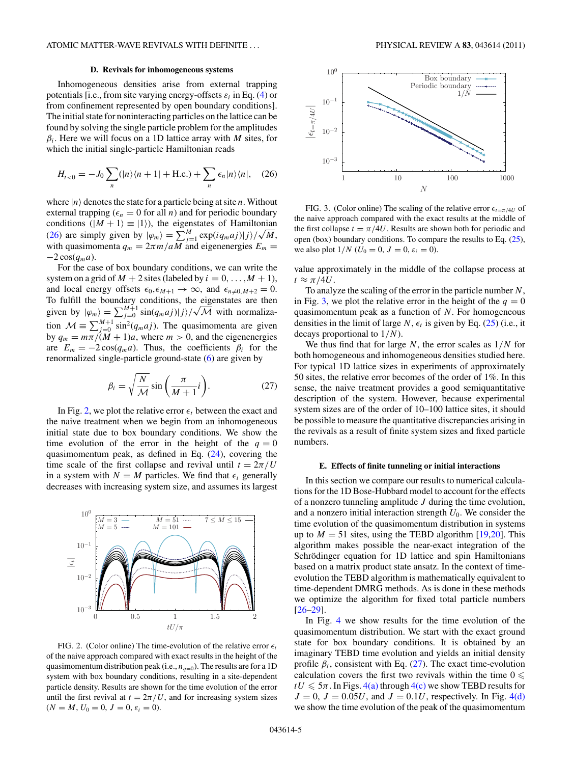### D. Revivals for inhomogeneous systems

Inhomogeneous densities arise from external trapping potentials [i.e., from site varying energy-offsets $\varepsilon_i$ in Eq. (4) or from confinement represented by open boundary conditions]. The initial state for noninteracting particles on the lattice can be found by solving the single particle problem for the amplitudes $\beta_i$. Here we will focus on a 1D lattice array with $M$ sites, for which the initial single-particle Hamiltonian reads

$$H_{t<0} = -J_0 \sum_n (|n\rangle\langle n+1| + \text{H.c.}) + \sum_n \epsilon_n |n\rangle\langle n|, \quad (26)$$

where $|n\rangle$ denotes the state for a particle being at site $n$. Without external trapping ($\epsilon_n = 0$ for all $n$) and for periodic boundary conditions ($|M+1\rangle \equiv |1\rangle$), the eigenstates of Hamiltonian (26) are simply given by $|\varphi_m\rangle = \sum_{j=1}^{M} \exp(iq_m aj)|j\rangle/\sqrt{M}$, with quasimomenta $q_m = 2\pi m/aM$ and eigenenergies $E_m = -2\cos(q_m a)$.

For the case of box boundary conditions, we can write the system on a grid of $M+2$ sites (labeled by $i = 0,\ldots,M+1$), and local energy offsets $\epsilon_0, \epsilon_{M+1} \to \infty$, and $\epsilon_{n\neq 0,M+2} = 0$. To fulfill the boundary conditions, the eigenstates are then given by $|\varphi_m\rangle = \sum_{j=0}^{M+1} \sin(q_m aj)|j\rangle/\sqrt{\mathcal{M}}$ with normalization $\mathcal{M} \equiv \sum_{j=0}^{M+1} \sin^2(q_m aj)$. The quasimomenta are given by $q_m = m\pi/(M+1)a$, where $m > 0$, and the eigenenergies are $E_m = -2\cos(q_m a)$. Thus, the coefficients $\beta_i$ for the renormalized single-particle ground-state (6) are given by

$$\beta_i = \sqrt{\frac{N}{\mathcal{M}}} \sin\left(\frac{\pi}{M+1} i\right). \quad (27)$$

In Fig. 2, we plot the relative error $\epsilon_t$ between the exact and the naive treatment when we begin from an inhomogeneous initial state due to box boundary conditions. We show the time evolution of the error in the height of the $q = 0$ quasimomentum peak, as defined in Eq. (24), covering the time scale of the first collapse and revival until $t = 2\pi/U$ in a system with $N = M$ particles. We find that $\epsilon_t$ generally decreases with increasing system size, and assumes its largest value approximately in the middle of the collapse process at $t \approx \pi/4U$.

FIG. 2. (Color online) The time-evolution of the relative error $\epsilon_t$ of the naive approach compared with exact results in the height of the quasimomentum distribution peak (i.e., $n_{q=0}$). The results are for a 1D system with box boundary conditions, resulting in a site-dependent particle density. Results are shown for the time evolution of the error until the first revival at $t = 2\pi/U$, and for increasing system sizes ($N = M$, $U_0 = 0$, $J = 0$, $\varepsilon_i = 0$).

FIG. 3. (Color online) The scaling of the relative error $\epsilon_{t=\pi/4U}$ of the naive approach compared with the exact results at the middle of the first collapse $t = \pi/4U$. Results are shown both for periodic and open (box) boundary conditions. To compare the results to Eq. (25), we also plot $1/N$ ($U_0 = 0$, $J = 0$, $\varepsilon_i = 0$).

To analyze the scaling of the error in the particle number $N$, in Fig. 3, we plot the relative error in the height of the $q = 0$ quasimomentum peak as a function of $N$. For homogeneous densities in the limit of large $N$, $\epsilon_t$ is given by Eq. (25) (i.e., it decays proportional to $1/N$).

We thus find that for large $N$, the error scales as $1/N$ for both homogeneous and inhomogeneous densities studied here. For typical 1D lattice sizes in experiments of approximately 50 sites, the relative error becomes of the order of 1%. In this sense, the naive treatment provides a good semiquantitative description of the system. However, because experimental system sizes are of the order of 10–100 lattice sites, it should be possible to measure the quantitative discrepancies arising in the revivals as a result of finite system sizes and fixed particle numbers.

### E. Effects of finite tunneling or initial interactions

In this section we compare our results to numerical calculations for the 1D Bose-Hubbard model to account for the effects of a nonzero tunneling amplitude $J$ during the time evolution, and a nonzero initial interaction strength $U_0$. We consider the time evolution of the quasimomentum distribution in systems up to $M = 51$ sites, using the TEBD algorithm [19,20]. This algorithm makes possible the near-exact integration of the Schrödinger equation for 1D lattice and spin Hamiltonians based on a matrix product state ansatz. In the context of time-evolution the TEBD algorithm is mathematically equivalent to time-dependent DMRG methods. As is done in these methods we optimize the algorithm for fixed total particle numbers [26–29].

In Fig. 4 we show results for the time evolution of the quasimomentum distribution. We start with the exact ground state for box boundary conditions. It is obtained by an imaginary TEBD time evolution and yields an initial density profile $\beta_i$, consistent with Eq. (27). The exact time-evolution calculation covers the first two revivals within the time $0 \leqslant tU \leqslant 5\pi$. In Figs. 4(a) through 4(c) we show TEBD results for $J = 0$, $J = 0.05U$, and $J = 0.1U$, respectively. In Fig. 4(d) we show the time evolution of the peak of the quasimomentum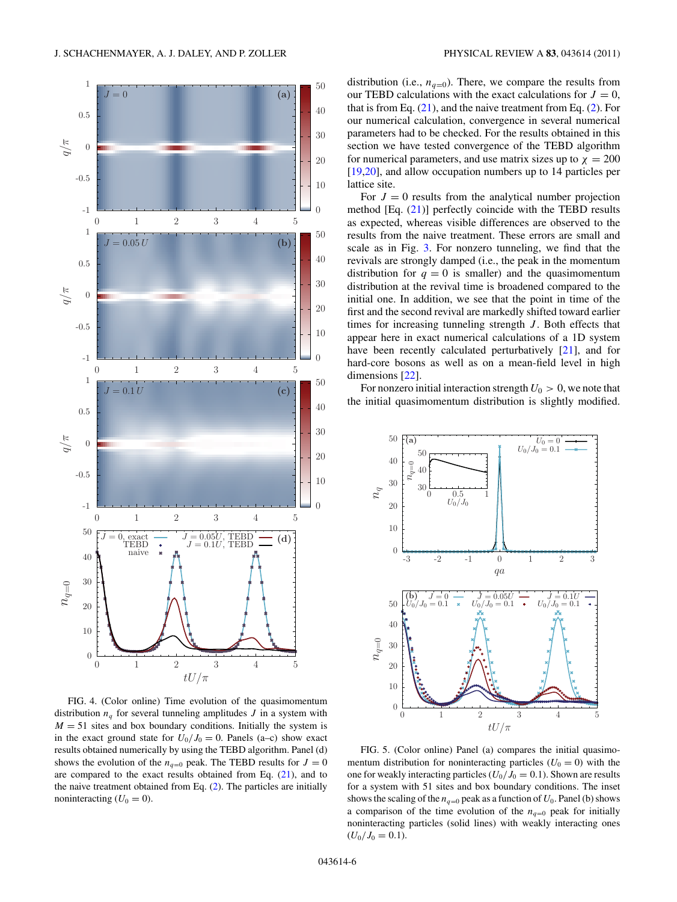FIG. 4. (Color online) Time evolution of the quasimomentum distribution $n_q$ for several tunneling amplitudes $J$ in a system with $M = 51$ sites and box boundary conditions. Initially the system is in the exact ground state for $U_0/J_0 = 0$. Panels (a–c) show exact results obtained numerically by using the TEBD algorithm. Panel (d) shows the evolution of the $n_{q=0}$ peak. The TEBD results for $J = 0$ are compared to the exact results obtained from Eq. (21), and to the naive treatment obtained from Eq. (2). The particles are initially noninteracting ($U_0 = 0$).

distribution (i.e., $n_{q=0}$). There, we compare the results from our TEBD calculations with the exact calculations for $J = 0$, that is from Eq. (21), and the naive treatment from Eq. (2). For our numerical calculation, convergence in several numerical parameters had to be checked. For the results obtained in this section we have tested convergence of the TEBD algorithm for numerical parameters, and use matrix sizes up to $\chi = 200$ [19,20], and allow occupation numbers up to 14 particles per lattice site.

For $J = 0$ results from the analytical number projection method [Eq. (21)] perfectly coincide with the TEBD results as expected, whereas visible differences are observed to the results from the naive treatment. These errors are small and scale as in Fig. 3. For nonzero tunneling, we find that the revivals are strongly damped (i.e., the peak in the momentum distribution for $q = 0$ is smaller) and the quasimomentum distribution at the revival time is broadened compared to the initial one. In addition, we see that the point in time of the first and the second revival are markedly shifted toward earlier times for increasing tunneling strength $J$. Both effects that appear here in exact numerical calculations of a 1D system have been recently calculated perturbatively [21], and for hard-core bosons as well as on a mean-field level in high dimensions [22].

For nonzero initial interaction strength $U_0 > 0$, we note that the initial quasimomentum distribution is slightly modified.

FIG. 5. (Color online) Panel (a) compares the initial quasimomentum distribution for noninteracting particles ($U_0 = 0$) with the one for weakly interacting particles ($U_0/J_0 = 0.1$). Shown are results for a system with 51 sites and box boundary conditions. The inset shows the scaling of the $n_{q=0}$ peak as a function of $U_0$. Panel (b) shows a comparison of the time evolution of the $n_{q=0}$ peak for initially noninteracting particles (solid lines) with weakly interacting ones ($U_0/J_0 = 0.1$).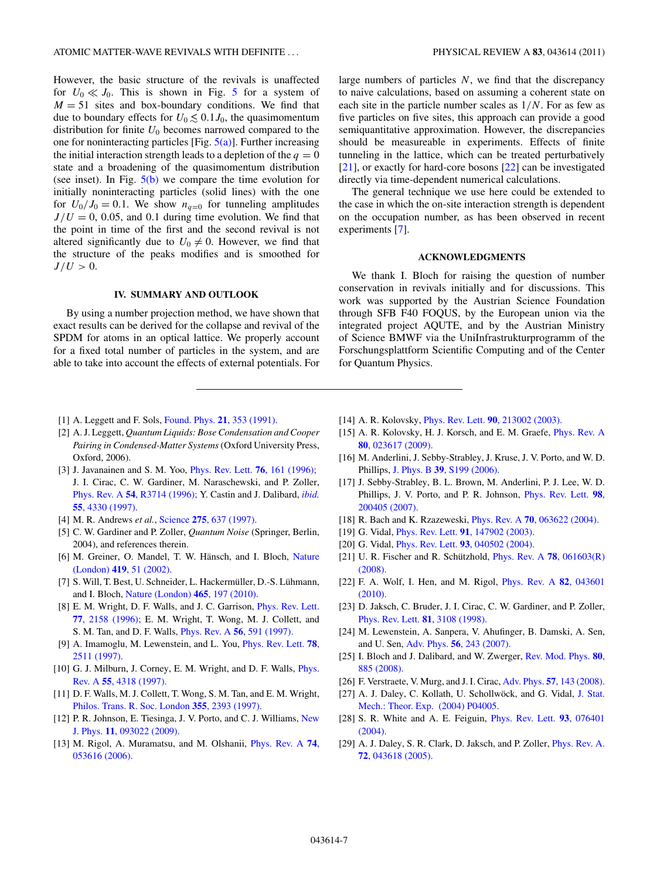However, the basic structure of the revivals is unaffected for $U_0 \ll J_0$. This is shown in Fig. 5 for a system of $M = 51$ sites and box-boundary conditions. We find that due to boundary effects for $U_0 \lesssim 0.1 J_0$, the quasimomentum distribution for finite $U_0$ becomes narrowed compared to the one for noninteracting particles [Fig. 5(a)]. Further increasing the initial interaction strength leads to a depletion of the $q = 0$ state and a broadening of the quasimomentum distribution (see inset). In Fig. 5(b) we compare the time evolution for initially noninteracting particles (solid lines) with the one for $U_0/J_0 = 0.1$. We show $n_{q=0}$ for tunneling amplitudes $J/U = 0$, 0.05, and 0.1 during time evolution. We find that the point in time of the first and the second revival is not altered significantly due to $U_0 \neq 0$. However, we find that the structure of the peaks modifies and is smoothed for $J/U > 0$.

## IV. SUMMARY AND OUTLOOK

By using a number projection method, we have shown that exact results can be derived for the collapse and revival of the SPDM for atoms in an optical lattice. We properly account for a fixed total number of particles in the system, and are able to take into account the effects of external potentials. For large numbers of particles $N$, we find that the discrepancy to naive calculations, based on assuming a coherent state on each site in the particle number scales as $1/N$. For as few as five particles on five sites, this approach can provide a good semiquantitative approximation. However, the discrepancies should be measureable in experiments. Effects of finite tunneling in the lattice, which can be treated perturbatively [21], or exactly for hard-core bosons [22] can be investigated directly via time-dependent numerical calculations.

The general technique we use here could be extended to the case in which the on-site interaction strength is dependent on the occupation number, as has been observed in recent experiments [7].

## ACKNOWLEDGMENTS

We thank I. Bloch for raising the question of number conservation in revivals initially and for discussions. This work was supported by the Austrian Science Foundation through SFB F40 FOQUS, by the European union via the integrated project AQUTE, and by the Austrian Ministry of Science BMWF via the UniInfrastrukturprogramm of the Forschungsplattform Scientific Computing and of the Center for Quantum Physics.

---

[1] A. Leggett and F. Sols, Found. Phys. **21**, 353 (1991).
[2] A. J. Leggett, *Quantum Liquids: Bose Condensation and Cooper Pairing in Condensed-Matter Systems* (Oxford University Press, Oxford, 2006).
[3] J. Javanainen and S. M. Yoo, Phys. Rev. Lett. **76**, 161 (1996); J. I. Cirac, C. W. Gardiner, M. Naraschewski, and P. Zoller, Phys. Rev. A **54**, R3714 (1996); Y. Castin and J. Dalibard, *ibid.* **55**, 4330 (1997).
[4] M. R. Andrews *et al.*, Science **275**, 637 (1997).
[5] C. W. Gardiner and P. Zoller, *Quantum Noise* (Springer, Berlin, 2004), and references therein.
[6] M. Greiner, O. Mandel, T. W. Hänsch, and I. Bloch, Nature (London) **419**, 51 (2002).
[7] S. Will, T. Best, U. Schneider, L. Hackermüller, D.-S. Lühmann, and I. Bloch, Nature (London) **465**, 197 (2010).
[8] E. M. Wright, D. F. Walls, and J. C. Garrison, Phys. Rev. Lett. **77**, 2158 (1996); E. M. Wright, T. Wong, M. J. Collett, and S. M. Tan, and D. F. Walls, Phys. Rev. A **56**, 591 (1997).
[9] A. Imamoglu, M. Lewenstein, and L. You, Phys. Rev. Lett. **78**, 2511 (1997).
[10] G. J. Milburn, J. Corney, E. M. Wright, and D. F. Walls, Phys. Rev. A **55**, 4318 (1997).
[11] D. F. Walls, M. J. Collett, T. Wong, S. M. Tan, and E. M. Wright, Philos. Trans. R. Soc. London **355**, 2393 (1997).
[12] P. R. Johnson, E. Tiesinga, J. V. Porto, and C. J. Williams, New J. Phys. **11**, 093022 (2009).
[13] M. Rigol, A. Muramatsu, and M. Olshanii, Phys. Rev. A **74**, 053616 (2006).
[14] A. R. Kolovsky, Phys. Rev. Lett. **90**, 213002 (2003).
[15] A. R. Kolovsky, H. J. Korsch, and E. M. Graefe, Phys. Rev. A **80**, 023617 (2009).
[16] M. Anderlini, J. Sebby-Strabley, J. Kruse, J. V. Porto, and W. D. Phillips, J. Phys. B **39**, S199 (2006).
[17] J. Sebby-Strabley, B. L. Brown, M. Anderlini, P. J. Lee, W. D. Phillips, J. V. Porto, and P. R. Johnson, Phys. Rev. Lett. **98**, 200405 (2007).
[18] R. Bach and K. Rzazeweski, Phys. Rev. A **70**, 063622 (2004).
[19] G. Vidal, Phys. Rev. Lett. **91**, 147902 (2003).
[20] G. Vidal, Phys. Rev. Lett. **93**, 040502 (2004).
[21] U. R. Fischer and R. Schützhold, Phys. Rev. A **78**, 061603(R) (2008).
[22] F. A. Wolf, I. Hen, and M. Rigol, Phys. Rev. A **82**, 043601 (2010).
[23] D. Jaksch, C. Bruder, J. I. Cirac, C. W. Gardiner, and P. Zoller, Phys. Rev. Lett. **81**, 3108 (1998).
[24] M. Lewenstein, A. Sanpera, V. Ahufinger, B. Damski, A. Sen, and U. Sen, Adv. Phys. **56**, 243 (2007).
[25] I. Bloch and J. Dalibard, and W. Zwerger, Rev. Mod. Phys. **80**, 885 (2008).
[26] F. Verstraete, V. Murg, and J. I. Cirac, Adv. Phys. **57**, 143 (2008).
[27] A. J. Daley, C. Kollath, U. Schollwöck, and G. Vidal, J. Stat. Mech.: Theor. Exp. (2004) P04005.
[28] S. R. White and A. E. Feiguin, Phys. Rev. Lett. **93**, 076401 (2004).
[29] A. J. Daley, S. R. Clark, D. Jaksch, and P. Zoller, Phys. Rev. A. **72**, 043618 (2005).